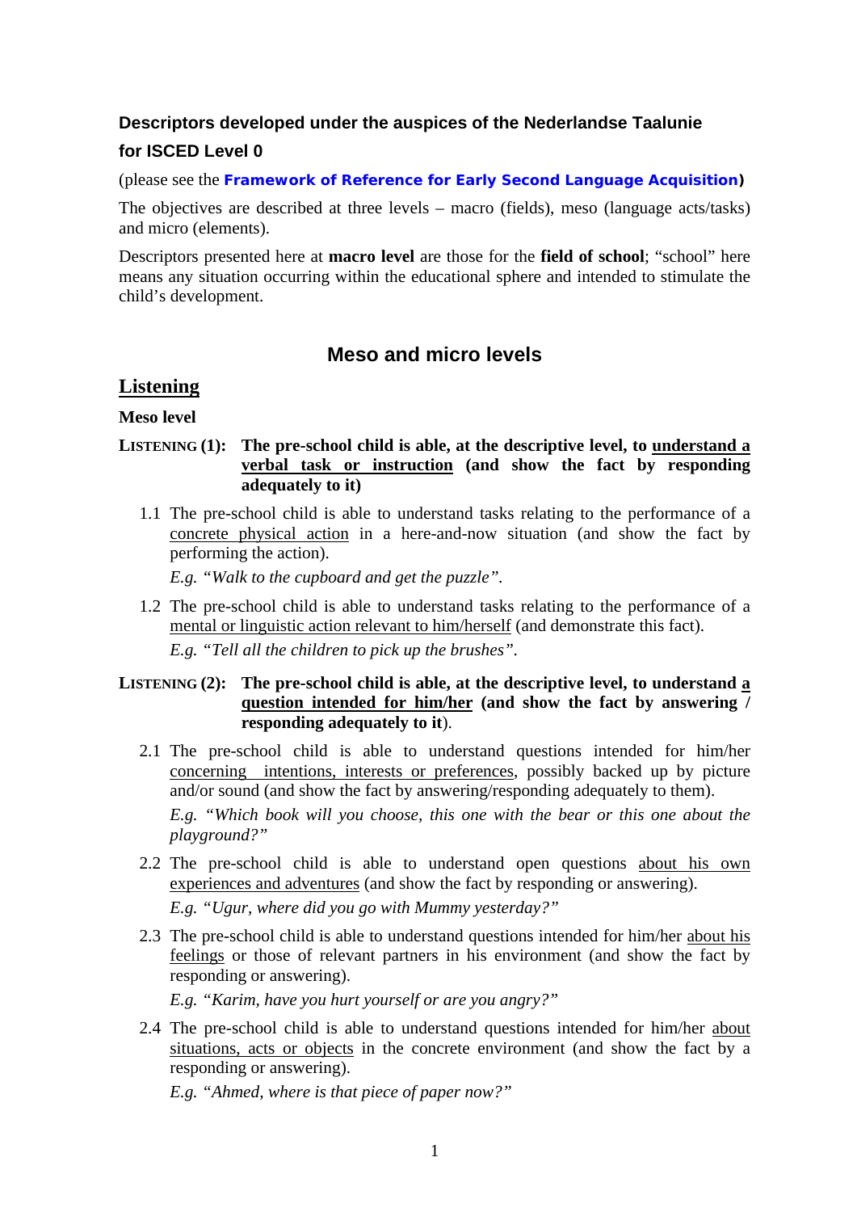**Descriptors developed under the auspices of the Nederlandse Taalunie for ISCED Level 0**

(please see the **Framework of Reference for Early Second Language Acquisition**)

The objectives are described at three levels – macro (fields), meso (language acts/tasks) and micro (elements).

Descriptors presented here at **macro level** are those for the **field of school**; "school" here means any situation occurring within the educational sphere and intended to stimulate the child's development.

## Meso and micro levels

## Listening

**Meso level**

**LISTENING (1): The pre-school child is able, at the descriptive level, to understand a verbal task or instruction (and show the fact by responding adequately to it)**

1.1 The pre-school child is able to understand tasks relating to the performance of a concrete physical action in a here-and-now situation (and show the fact by performing the action).

*E.g. "Walk to the cupboard and get the puzzle".*

1.2 The pre-school child is able to understand tasks relating to the performance of a mental or linguistic action relevant to him/herself (and demonstrate this fact).

*E.g. "Tell all the children to pick up the brushes".*

**LISTENING (2): The pre-school child is able, at the descriptive level, to understand a question intended for him/her (and show the fact by answering / responding adequately to it)**.

2.1 The pre-school child is able to understand questions intended for him/her concerning intentions, interests or preferences, possibly backed up by picture and/or sound (and show the fact by answering/responding adequately to them).

*E.g. "Which book will you choose, this one with the bear or this one about the playground?"*

2.2 The pre-school child is able to understand open questions about his own experiences and adventures (and show the fact by responding or answering).

*E.g. "Ugur, where did you go with Mummy yesterday?"*

2.3 The pre-school child is able to understand questions intended for him/her about his feelings or those of relevant partners in his environment (and show the fact by responding or answering).

*E.g. "Karim, have you hurt yourself or are you angry?"*

2.4 The pre-school child is able to understand questions intended for him/her about situations, acts or objects in the concrete environment (and show the fact by a responding or answering).

*E.g. "Ahmed, where is that piece of paper now?"*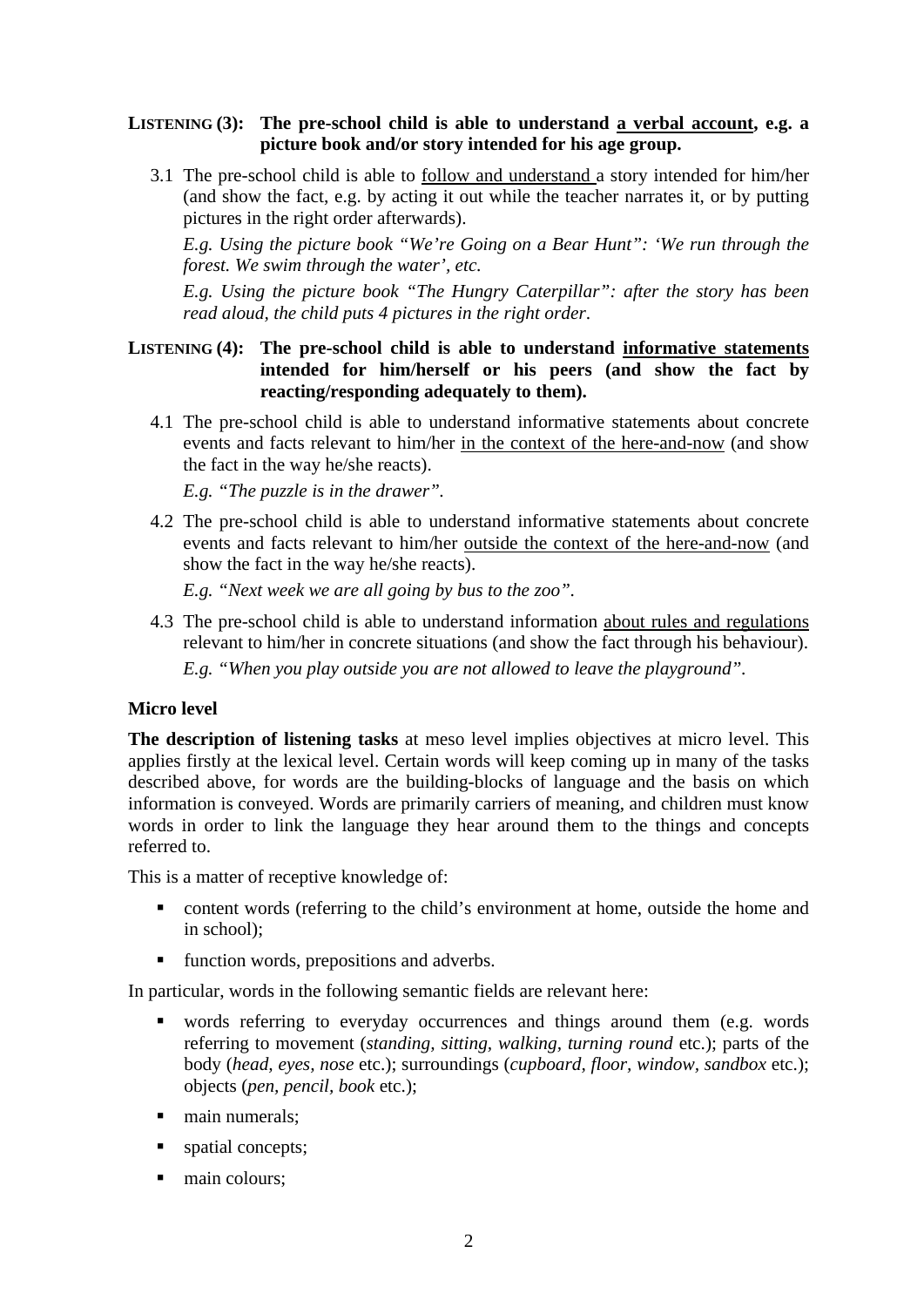**LISTENING (3): The pre-school child is able to understand <u>a verbal account</u>, e.g. a picture book and/or story intended for his age group.**

3.1 The pre-school child is able to <u>follow and understand</u> a story intended for him/her (and show the fact, e.g. by acting it out while the teacher narrates it, or by putting pictures in the right order afterwards).

*E.g. Using the picture book "We're Going on a Bear Hunt": 'We run through the forest. We swim through the water', etc.*

*E.g. Using the picture book "The Hungry Caterpillar": after the story has been read aloud, the child puts 4 pictures in the right order.*

**LISTENING (4): The pre-school child is able to understand <u>informative statements</u> intended for him/herself or his peers (and show the fact by reacting/responding adequately to them).**

4.1 The pre-school child is able to understand informative statements about concrete events and facts relevant to him/her <u>in the context of the here-and-now</u> (and show the fact in the way he/she reacts).

*E.g. "The puzzle is in the drawer".*

4.2 The pre-school child is able to understand informative statements about concrete events and facts relevant to him/her <u>outside the context of the here-and-now</u> (and show the fact in the way he/she reacts).

*E.g. "Next week we are all going by bus to the zoo".*

4.3 The pre-school child is able to understand information <u>about rules and regulations</u> relevant to him/her in concrete situations (and show the fact through his behaviour).

*E.g. "When you play outside you are not allowed to leave the playground".*

**Micro level**

**The description of listening tasks** at meso level implies objectives at micro level. This applies firstly at the lexical level. Certain words will keep coming up in many of the tasks described above, for words are the building-blocks of language and the basis on which information is conveyed. Words are primarily carriers of meaning, and children must know words in order to link the language they hear around them to the things and concepts referred to.

This is a matter of receptive knowledge of:

- content words (referring to the child's environment at home, outside the home and in school);
- function words, prepositions and adverbs.

In particular, words in the following semantic fields are relevant here:

- words referring to everyday occurrences and things around them (e.g. words referring to movement (*standing, sitting, walking, turning round* etc.); parts of the body (*head, eyes, nose* etc.); surroundings (*cupboard, floor, window, sandbox* etc.); objects (*pen, pencil, book* etc.);
- main numerals;
- spatial concepts;
- main colours;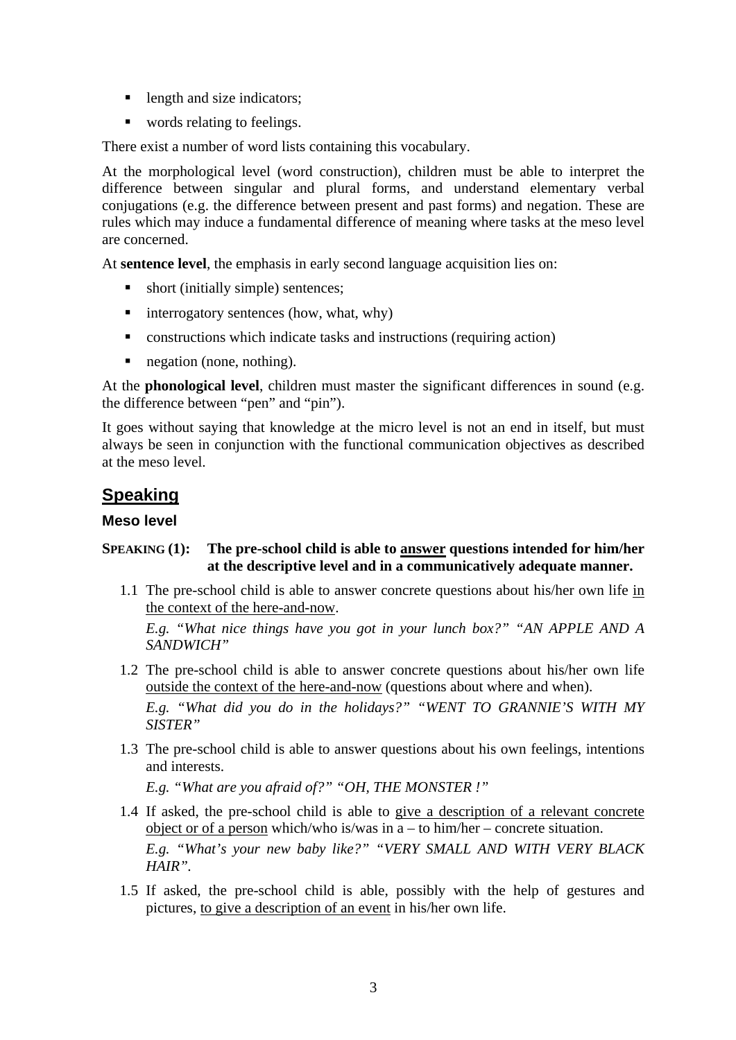- length and size indicators;
- words relating to feelings.

There exist a number of word lists containing this vocabulary.

At the morphological level (word construction), children must be able to interpret the difference between singular and plural forms, and understand elementary verbal conjugations (e.g. the difference between present and past forms) and negation. These are rules which may induce a fundamental difference of meaning where tasks at the meso level are concerned.

At **sentence level**, the emphasis in early second language acquisition lies on:

- short (initially simple) sentences;
- interrogatory sentences (how, what, why)
- constructions which indicate tasks and instructions (requiring action)
- negation (none, nothing).

At the **phonological level**, children must master the significant differences in sound (e.g. the difference between "pen" and "pin").

It goes without saying that knowledge at the micro level is not an end in itself, but must always be seen in conjunction with the functional communication objectives as described at the meso level.

## Speaking

### Meso level

**SPEAKING (1): The pre-school child is able to <u>answer</u> questions intended for him/her at the descriptive level and in a communicatively adequate manner.**

1.1 The pre-school child is able to answer concrete questions about his/her own life <u>in the context of the here-and-now</u>.

*E.g. "What nice things have you got in your lunch box?" "AN APPLE AND A SANDWICH"*

1.2 The pre-school child is able to answer concrete questions about his/her own life <u>outside the context of the here-and-now</u> (questions about where and when).

*E.g. "What did you do in the holidays?" "WENT TO GRANNIE'S WITH MY SISTER"*

1.3 The pre-school child is able to answer questions about his own feelings, intentions and interests.

*E.g. "What are you afraid of?" "OH, THE MONSTER !"*

1.4 If asked, the pre-school child is able to <u>give a description of a relevant concrete object or of a person</u> which/who is/was in a – to him/her – concrete situation.

*E.g. "What's your new baby like?" "VERY SMALL AND WITH VERY BLACK HAIR".*

1.5 If asked, the pre-school child is able, possibly with the help of gestures and pictures, <u>to give a description of an event</u> in his/her own life.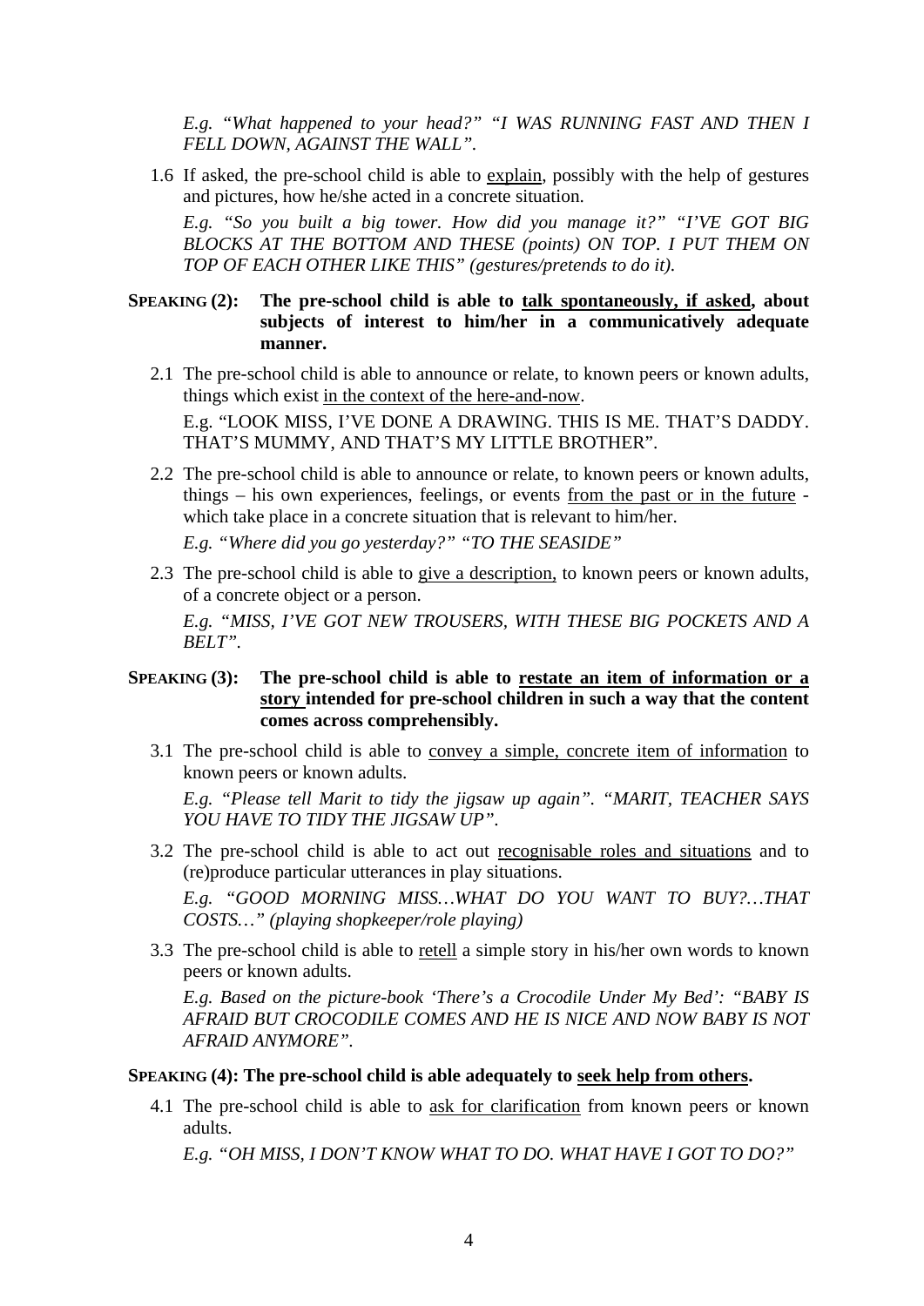*E.g. "What happened to your head?" "I WAS RUNNING FAST AND THEN I FELL DOWN, AGAINST THE WALL".*

1.6 If asked, the pre-school child is able to explain, possibly with the help of gestures and pictures, how he/she acted in a concrete situation.

*E.g. "So you built a big tower. How did you manage it?" "I'VE GOT BIG BLOCKS AT THE BOTTOM AND THESE (points) ON TOP. I PUT THEM ON TOP OF EACH OTHER LIKE THIS" (gestures/pretends to do it).*

**SPEAKING (2): The pre-school child is able to talk spontaneously, if asked, about subjects of interest to him/her in a communicatively adequate manner.**

2.1 The pre-school child is able to announce or relate, to known peers or known adults, things which exist in the context of the here-and-now.

E.g. "LOOK MISS, I'VE DONE A DRAWING. THIS IS ME. THAT'S DADDY. THAT'S MUMMY, AND THAT'S MY LITTLE BROTHER".

2.2 The pre-school child is able to announce or relate, to known peers or known adults, things – his own experiences, feelings, or events from the past or in the future - which take place in a concrete situation that is relevant to him/her.

*E.g. "Where did you go yesterday?" "TO THE SEASIDE"*

2.3 The pre-school child is able to give a description, to known peers or known adults, of a concrete object or a person.

*E.g. "MISS, I'VE GOT NEW TROUSERS, WITH THESE BIG POCKETS AND A BELT".*

**SPEAKING (3): The pre-school child is able to restate an item of information or a story intended for pre-school children in such a way that the content comes across comprehensibly.**

3.1 The pre-school child is able to convey a simple, concrete item of information to known peers or known adults.

*E.g. "Please tell Marit to tidy the jigsaw up again". "MARIT, TEACHER SAYS YOU HAVE TO TIDY THE JIGSAW UP".*

3.2 The pre-school child is able to act out recognisable roles and situations and to (re)produce particular utterances in play situations.

*E.g. "GOOD MORNING MISS…WHAT DO YOU WANT TO BUY?…THAT COSTS…" (playing shopkeeper/role playing)*

3.3 The pre-school child is able to retell a simple story in his/her own words to known peers or known adults.

*E.g. Based on the picture-book 'There's a Crocodile Under My Bed': "BABY IS AFRAID BUT CROCODILE COMES AND HE IS NICE AND NOW BABY IS NOT AFRAID ANYMORE".*

**SPEAKING (4): The pre-school child is able adequately to seek help from others.**

4.1 The pre-school child is able to ask for clarification from known peers or known adults.

*E.g. "OH MISS, I DON'T KNOW WHAT TO DO. WHAT HAVE I GOT TO DO?"*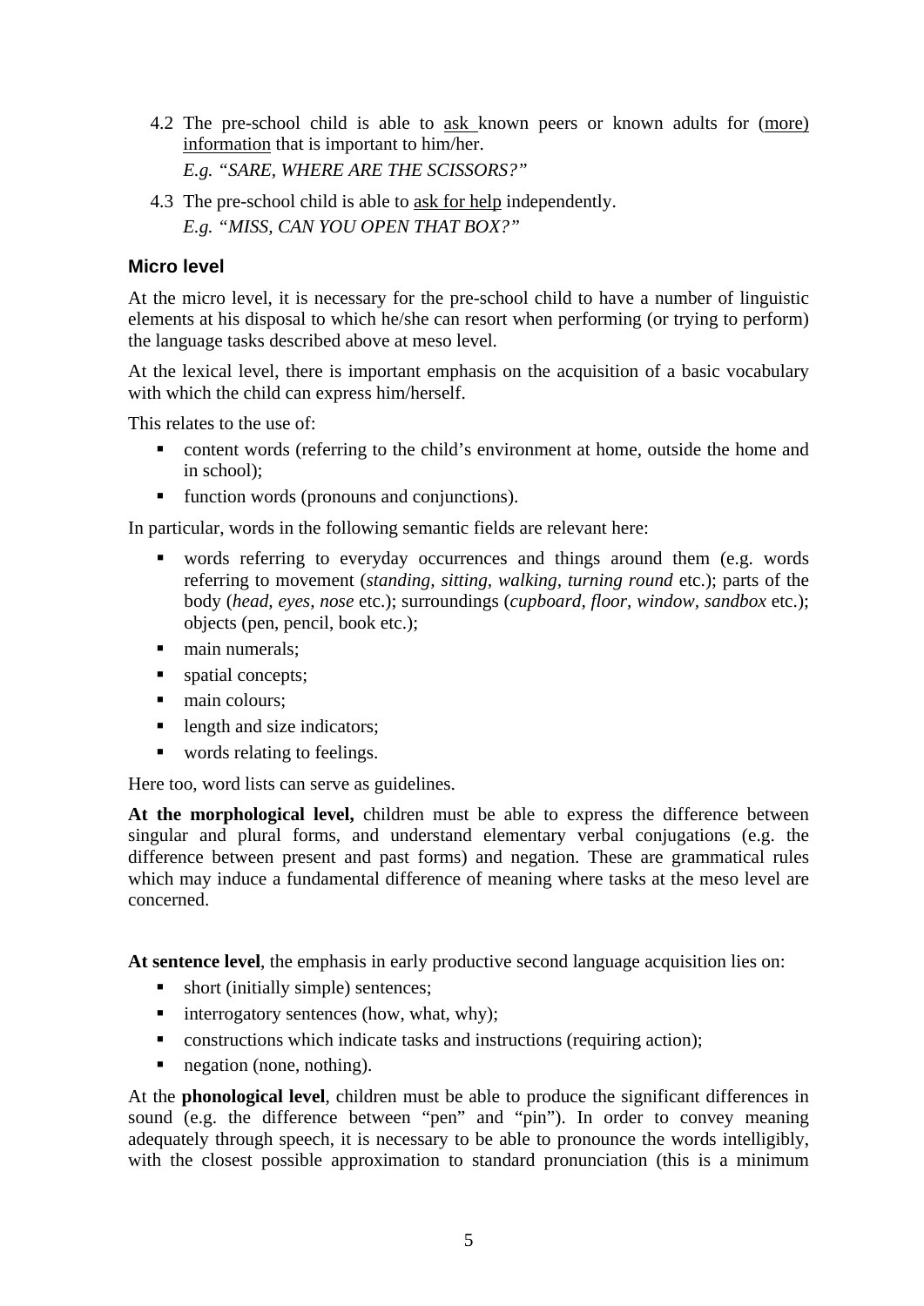4.2 The pre-school child is able to ask known peers or known adults for (more) information that is important to him/her.
   *E.g. "SARE, WHERE ARE THE SCISSORS?"*

4.3 The pre-school child is able to ask for help independently.
   *E.g. "MISS, CAN YOU OPEN THAT BOX?"*

### Micro level

At the micro level, it is necessary for the pre-school child to have a number of linguistic elements at his disposal to which he/she can resort when performing (or trying to perform) the language tasks described above at meso level.

At the lexical level, there is important emphasis on the acquisition of a basic vocabulary with which the child can express him/herself.

This relates to the use of:

- content words (referring to the child's environment at home, outside the home and in school);
- function words (pronouns and conjunctions).

In particular, words in the following semantic fields are relevant here:

- words referring to everyday occurrences and things around them (e.g. words referring to movement (*standing, sitting, walking, turning round* etc.); parts of the body (*head, eyes, nose* etc.); surroundings (*cupboard, floor, window, sandbox* etc.); objects (pen, pencil, book etc.);
- main numerals;
- spatial concepts;
- main colours;
- length and size indicators;
- words relating to feelings.

Here too, word lists can serve as guidelines.

**At the morphological level,** children must be able to express the difference between singular and plural forms, and understand elementary verbal conjugations (e.g. the difference between present and past forms) and negation. These are grammatical rules which may induce a fundamental difference of meaning where tasks at the meso level are concerned.

**At sentence level**, the emphasis in early productive second language acquisition lies on:

- short (initially simple) sentences;
- interrogatory sentences (how, what, why);
- constructions which indicate tasks and instructions (requiring action);
- negation (none, nothing).

At the **phonological level**, children must be able to produce the significant differences in sound (e.g. the difference between "pen" and "pin"). In order to convey meaning adequately through speech, it is necessary to be able to pronounce the words intelligibly, with the closest possible approximation to standard pronunciation (this is a minimum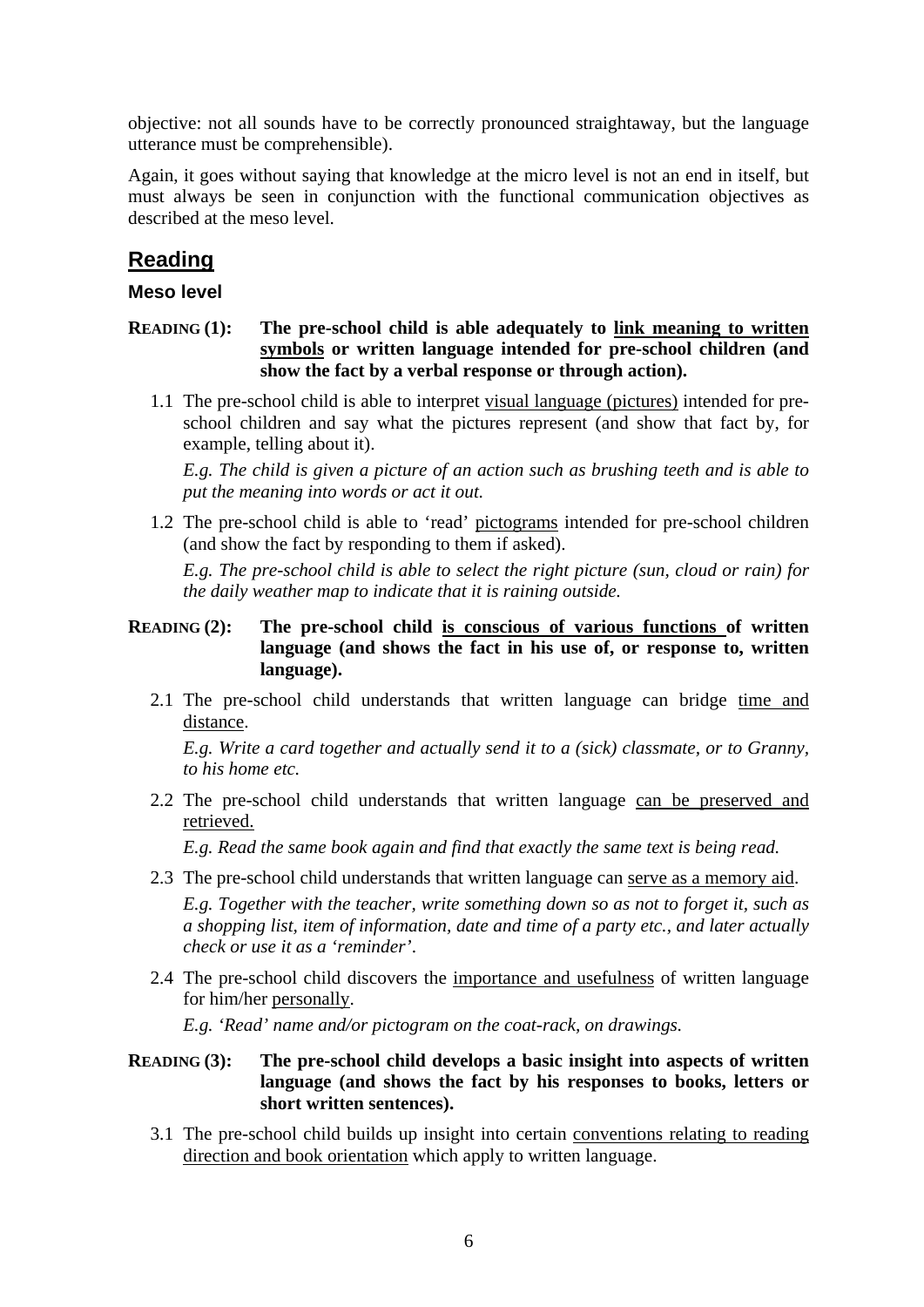objective: not all sounds have to be correctly pronounced straightaway, but the language utterance must be comprehensible).

Again, it goes without saying that knowledge at the micro level is not an end in itself, but must always be seen in conjunction with the functional communication objectives as described at the meso level.

## Reading

### Meso level

**READING (1): The pre-school child is able adequately to link meaning to written symbols or written language intended for pre-school children (and show the fact by a verbal response or through action).**

1.1 The pre-school child is able to interpret visual language (pictures) intended for pre-school children and say what the pictures represent (and show that fact by, for example, telling about it).

*E.g. The child is given a picture of an action such as brushing teeth and is able to put the meaning into words or act it out.*

1.2 The pre-school child is able to 'read' pictograms intended for pre-school children (and show the fact by responding to them if asked).

*E.g. The pre-school child is able to select the right picture (sun, cloud or rain) for the daily weather map to indicate that it is raining outside.*

**READING (2): The pre-school child is conscious of various functions of written language (and shows the fact in his use of, or response to, written language).**

2.1 The pre-school child understands that written language can bridge time and distance.

*E.g. Write a card together and actually send it to a (sick) classmate, or to Granny, to his home etc.*

2.2 The pre-school child understands that written language can be preserved and retrieved.

*E.g. Read the same book again and find that exactly the same text is being read.*

2.3 The pre-school child understands that written language can serve as a memory aid.

*E.g. Together with the teacher, write something down so as not to forget it, such as a shopping list, item of information, date and time of a party etc., and later actually check or use it as a 'reminder'.*

2.4 The pre-school child discovers the importance and usefulness of written language for him/her personally.

*E.g. 'Read' name and/or pictogram on the coat-rack, on drawings.*

**READING (3): The pre-school child develops a basic insight into aspects of written language (and shows the fact by his responses to books, letters or short written sentences).**

3.1 The pre-school child builds up insight into certain conventions relating to reading direction and book orientation which apply to written language.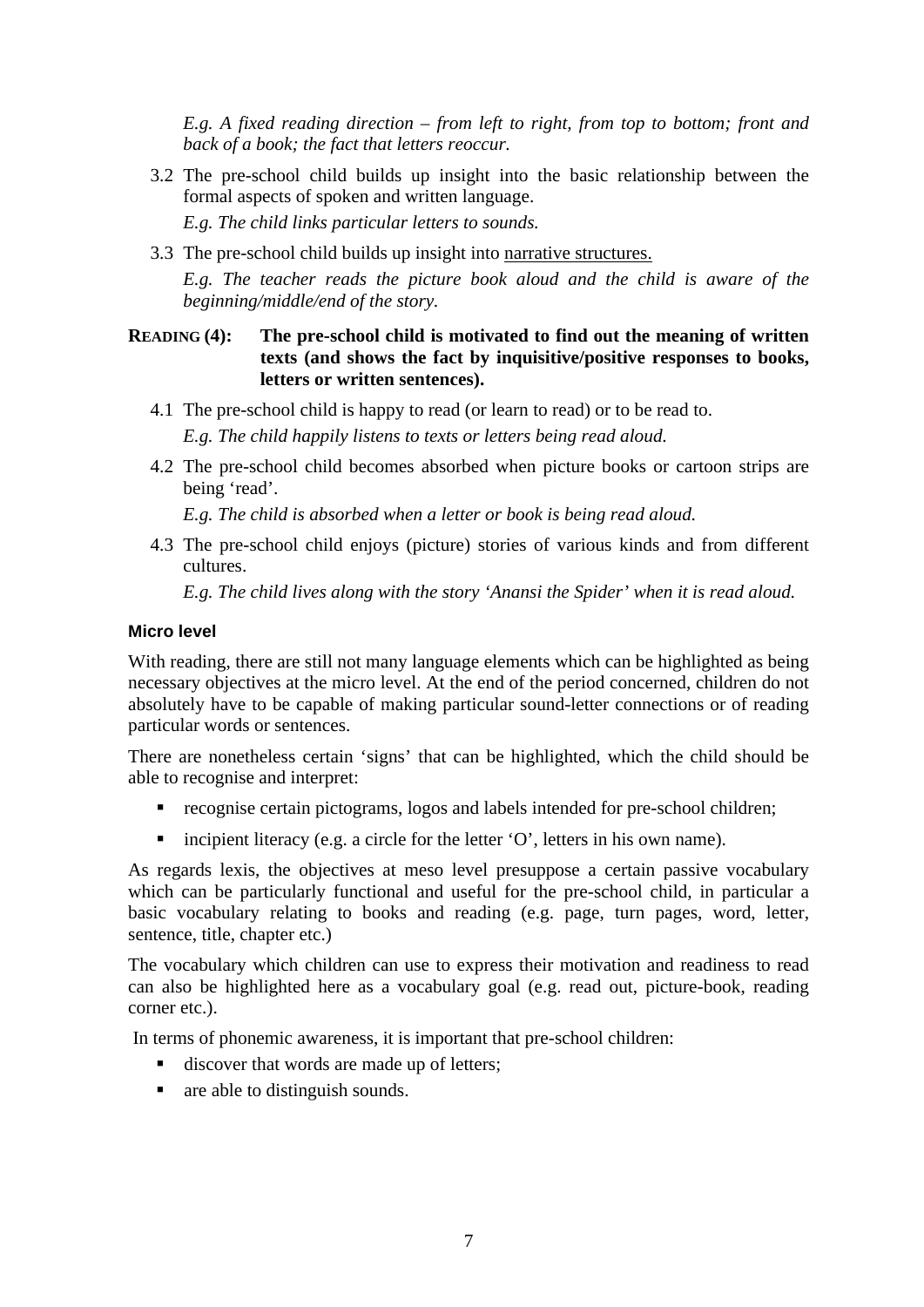*E.g. A fixed reading direction – from left to right, from top to bottom; front and back of a book; the fact that letters reoccur.*

3.2 The pre-school child builds up insight into the basic relationship between the formal aspects of spoken and written language.

*E.g. The child links particular letters to sounds.*

3.3 The pre-school child builds up insight into narrative structures.

*E.g. The teacher reads the picture book aloud and the child is aware of the beginning/middle/end of the story.*

**READING (4): The pre-school child is motivated to find out the meaning of written texts (and shows the fact by inquisitive/positive responses to books, letters or written sentences).**

4.1 The pre-school child is happy to read (or learn to read) or to be read to.

*E.g. The child happily listens to texts or letters being read aloud.*

4.2 The pre-school child becomes absorbed when picture books or cartoon strips are being 'read'.

*E.g. The child is absorbed when a letter or book is being read aloud.*

4.3 The pre-school child enjoys (picture) stories of various kinds and from different cultures.

*E.g. The child lives along with the story 'Anansi the Spider' when it is read aloud.*

### Micro level

With reading, there are still not many language elements which can be highlighted as being necessary objectives at the micro level. At the end of the period concerned, children do not absolutely have to be capable of making particular sound-letter connections or of reading particular words or sentences.

There are nonetheless certain 'signs' that can be highlighted, which the child should be able to recognise and interpret:

- recognise certain pictograms, logos and labels intended for pre-school children;
- incipient literacy (e.g. a circle for the letter 'O', letters in his own name).

As regards lexis, the objectives at meso level presuppose a certain passive vocabulary which can be particularly functional and useful for the pre-school child, in particular a basic vocabulary relating to books and reading (e.g. page, turn pages, word, letter, sentence, title, chapter etc.)

The vocabulary which children can use to express their motivation and readiness to read can also be highlighted here as a vocabulary goal (e.g. read out, picture-book, reading corner etc.).

In terms of phonemic awareness, it is important that pre-school children:

- discover that words are made up of letters;
- are able to distinguish sounds.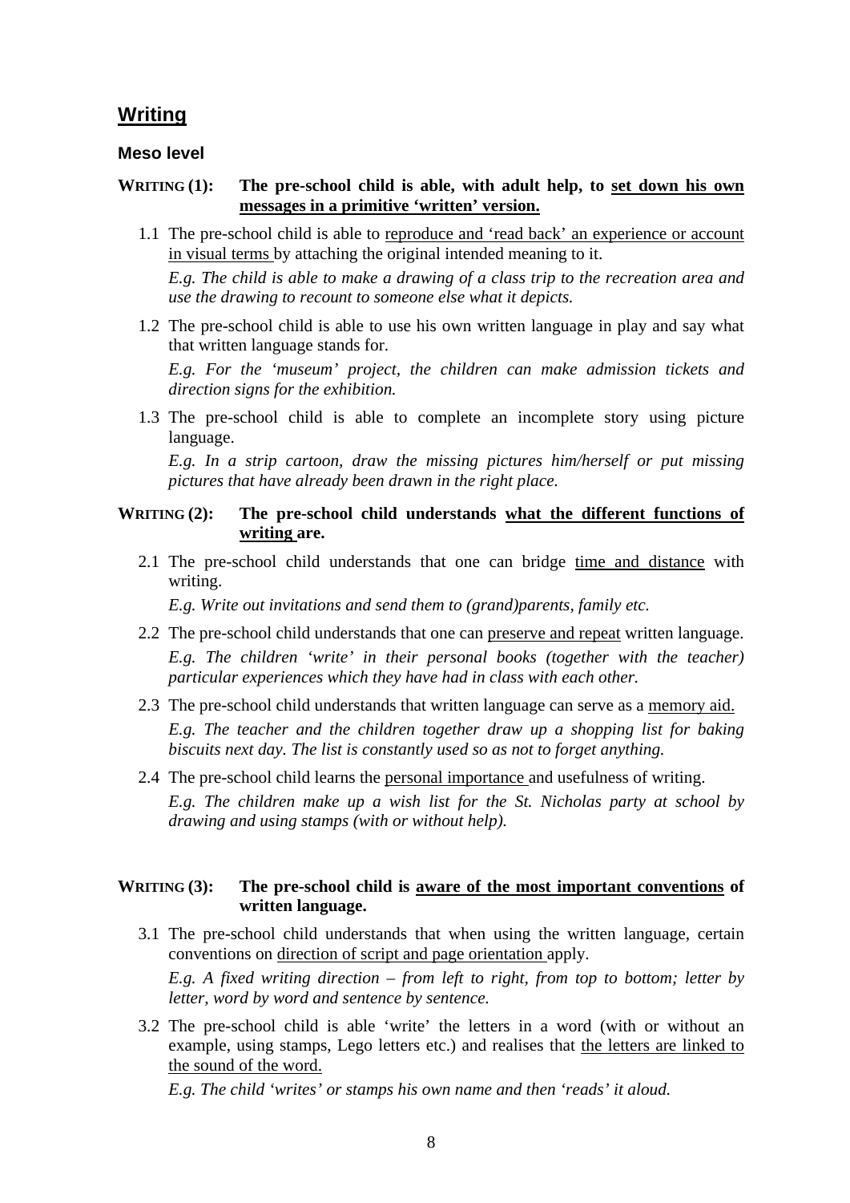## Writing

### Meso level

**WRITING (1): The pre-school child is able, with adult help, to set down his own messages in a primitive 'written' version.**

1.1 The pre-school child is able to reproduce and 'read back' an experience or account in visual terms by attaching the original intended meaning to it.

*E.g. The child is able to make a drawing of a class trip to the recreation area and use the drawing to recount to someone else what it depicts.*

1.2 The pre-school child is able to use his own written language in play and say what that written language stands for.

*E.g. For the 'museum' project, the children can make admission tickets and direction signs for the exhibition.*

1.3 The pre-school child is able to complete an incomplete story using picture language.

*E.g. In a strip cartoon, draw the missing pictures him/herself or put missing pictures that have already been drawn in the right place.*

**WRITING (2): The pre-school child understands what the different functions of writing are.**

2.1 The pre-school child understands that one can bridge time and distance with writing.

*E.g. Write out invitations and send them to (grand)parents, family etc.*

2.2 The pre-school child understands that one can preserve and repeat written language.

*E.g. The children 'write' in their personal books (together with the teacher) particular experiences which they have had in class with each other.*

2.3 The pre-school child understands that written language can serve as a memory aid.

*E.g. The teacher and the children together draw up a shopping list for baking biscuits next day. The list is constantly used so as not to forget anything.*

2.4 The pre-school child learns the personal importance and usefulness of writing.

*E.g. The children make up a wish list for the St. Nicholas party at school by drawing and using stamps (with or without help).*

**WRITING (3): The pre-school child is aware of the most important conventions of written language.**

3.1 The pre-school child understands that when using the written language, certain conventions on direction of script and page orientation apply.

*E.g. A fixed writing direction – from left to right, from top to bottom; letter by letter, word by word and sentence by sentence.*

3.2 The pre-school child is able 'write' the letters in a word (with or without an example, using stamps, Lego letters etc.) and realises that the letters are linked to the sound of the word.

*E.g. The child 'writes' or stamps his own name and then 'reads' it aloud.*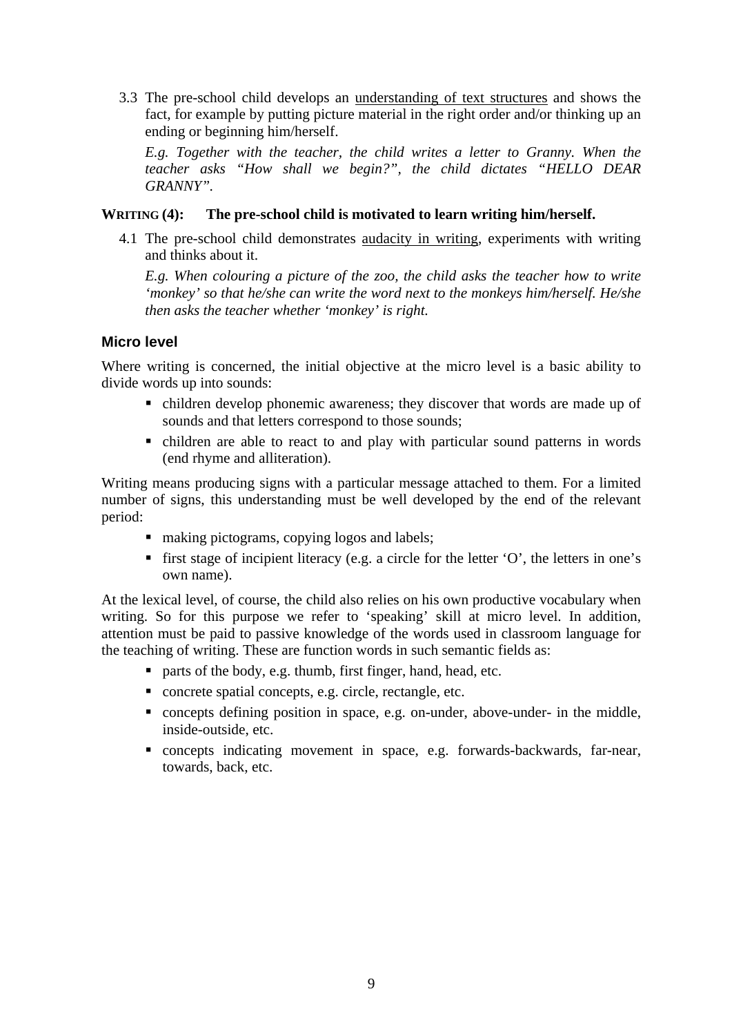3.3 The pre-school child develops an understanding of text structures and shows the fact, for example by putting picture material in the right order and/or thinking up an ending or beginning him/herself.

*E.g. Together with the teacher, the child writes a letter to Granny. When the teacher asks "How shall we begin?", the child dictates "HELLO DEAR GRANNY".*

**WRITING (4): The pre-school child is motivated to learn writing him/herself.**

4.1 The pre-school child demonstrates audacity in writing, experiments with writing and thinks about it.

*E.g. When colouring a picture of the zoo, the child asks the teacher how to write 'monkey' so that he/she can write the word next to the monkeys him/herself. He/she then asks the teacher whether 'monkey' is right.*

### Micro level

Where writing is concerned, the initial objective at the micro level is a basic ability to divide words up into sounds:

- children develop phonemic awareness; they discover that words are made up of sounds and that letters correspond to those sounds;
- children are able to react to and play with particular sound patterns in words (end rhyme and alliteration).

Writing means producing signs with a particular message attached to them. For a limited number of signs, this understanding must be well developed by the end of the relevant period:

- making pictograms, copying logos and labels;
- first stage of incipient literacy (e.g. a circle for the letter 'O', the letters in one's own name).

At the lexical level, of course, the child also relies on his own productive vocabulary when writing. So for this purpose we refer to 'speaking' skill at micro level. In addition, attention must be paid to passive knowledge of the words used in classroom language for the teaching of writing. These are function words in such semantic fields as:

- parts of the body, e.g. thumb, first finger, hand, head, etc.
- concrete spatial concepts, e.g. circle, rectangle, etc.
- concepts defining position in space, e.g. on-under, above-under- in the middle, inside-outside, etc.
- concepts indicating movement in space, e.g. forwards-backwards, far-near, towards, back, etc.